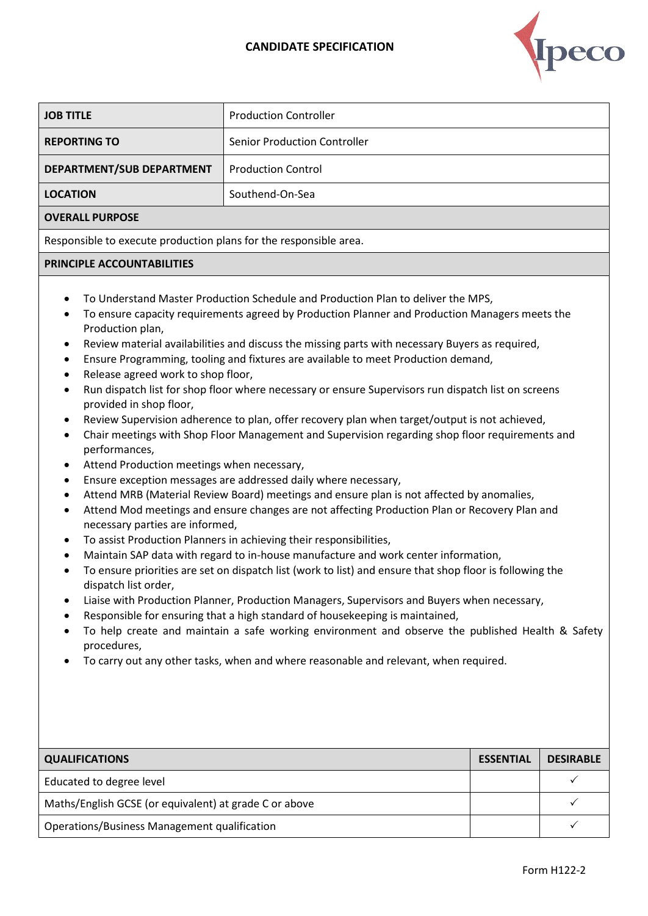# CANDIDATE SPECIFICATION

| JOB TITLE | Production Controller |
|---|---|
| REPORTING TO | Senior Production Controller |
| DEPARTMENT/SUB DEPARTMENT | Production Control |
| LOCATION | Southend-On-Sea |

## OVERALL PURPOSE

Responsible to execute production plans for the responsible area.

## PRINCIPLE ACCOUNTABILITIES

- To Understand Master Production Schedule and Production Plan to deliver the MPS,
- To ensure capacity requirements agreed by Production Planner and Production Managers meets the Production plan,
- Review material availabilities and discuss the missing parts with necessary Buyers as required,
- Ensure Programming, tooling and fixtures are available to meet Production demand,
- Release agreed work to shop floor,
- Run dispatch list for shop floor where necessary or ensure Supervisors run dispatch list on screens provided in shop floor,
- Review Supervision adherence to plan, offer recovery plan when target/output is not achieved,
- Chair meetings with Shop Floor Management and Supervision regarding shop floor requirements and performances,
- Attend Production meetings when necessary,
- Ensure exception messages are addressed daily where necessary,
- Attend MRB (Material Review Board) meetings and ensure plan is not affected by anomalies,
- Attend Mod meetings and ensure changes are not affecting Production Plan or Recovery Plan and necessary parties are informed,
- To assist Production Planners in achieving their responsibilities,
- Maintain SAP data with regard to in-house manufacture and work center information,
- To ensure priorities are set on dispatch list (work to list) and ensure that shop floor is following the dispatch list order,
- Liaise with Production Planner, Production Managers, Supervisors and Buyers when necessary,
- Responsible for ensuring that a high standard of housekeeping is maintained,
- To help create and maintain a safe working environment and observe the published Health & Safety procedures,
- To carry out any other tasks, when and where reasonable and relevant, when required.

| QUALIFICATIONS | ESSENTIAL | DESIRABLE |
|---|---|---|
| Educated to degree level | | ✓ |
| Maths/English GCSE (or equivalent) at grade C or above | | ✓ |
| Operations/Business Management qualification | | ✓ |

Form H122-2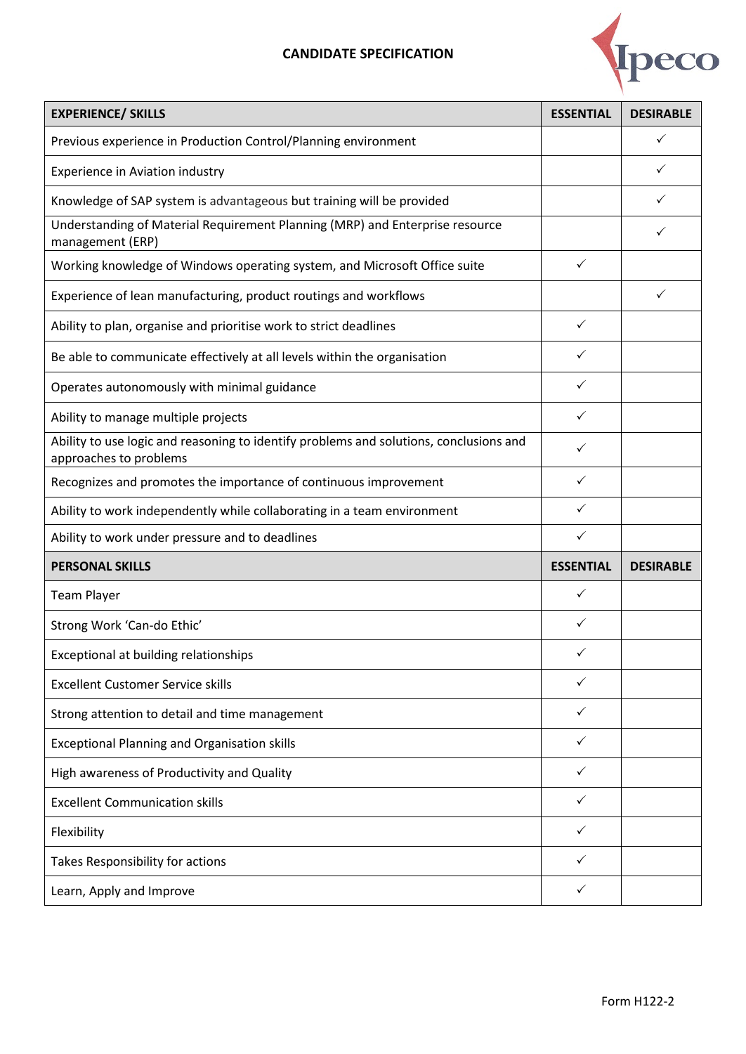## CANDIDATE SPECIFICATION

| EXPERIENCE/ SKILLS | ESSENTIAL | DESIRABLE |
|---|---|---|
| Previous experience in Production Control/Planning environment | | ✓ |
| Experience in Aviation industry | | ✓ |
| Knowledge of SAP system is advantageous but training will be provided | | ✓ |
| Understanding of Material Requirement Planning (MRP) and Enterprise resource management (ERP) | | ✓ |
| Working knowledge of Windows operating system, and Microsoft Office suite | ✓ | |
| Experience of lean manufacturing, product routings and workflows | | ✓ |
| Ability to plan, organise and prioritise work to strict deadlines | ✓ | |
| Be able to communicate effectively at all levels within the organisation | ✓ | |
| Operates autonomously with minimal guidance | ✓ | |
| Ability to manage multiple projects | ✓ | |
| Ability to use logic and reasoning to identify problems and solutions, conclusions and approaches to problems | ✓ | |
| Recognizes and promotes the importance of continuous improvement | ✓ | |
| Ability to work independently while collaborating in a team environment | ✓ | |
| Ability to work under pressure and to deadlines | ✓ | |
| **PERSONAL SKILLS** | **ESSENTIAL** | **DESIRABLE** |
| Team Player | ✓ | |
| Strong Work 'Can-do Ethic' | ✓ | |
| Exceptional at building relationships | ✓ | |
| Excellent Customer Service skills | ✓ | |
| Strong attention to detail and time management | ✓ | |
| Exceptional Planning and Organisation skills | ✓ | |
| High awareness of Productivity and Quality | ✓ | |
| Excellent Communication skills | ✓ | |
| Flexibility | ✓ | |
| Takes Responsibility for actions | ✓ | |
| Learn, Apply and Improve | ✓ | |

Form H122-2